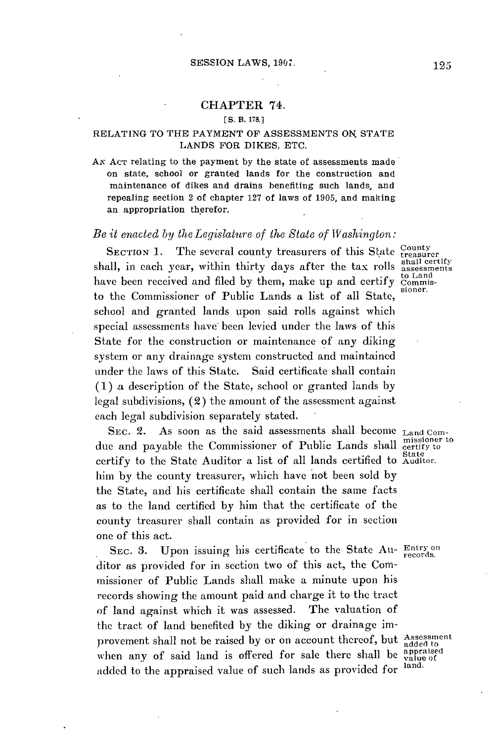## CHAPTER 74.

[S. B. 178.]

### RELATING TO THE PAYMENT OF ASSESSMENTS ON STATE LANDS FOR DIKES, ETC.

AN ACT relating to the payment by the state of assessments made on state, school or granted lands for the construction and maintenance of dikes and drains benefiting such lands, and repealing section 2 of chapter 127 of laws of 1905, and making an appropriation therefor.

*Be it enacted by the Legislature of the State of Washington:*

SECTION 1. The several county treasurers of this State shall, in each year, within thirty days after the tax rolls have been received and filed by them, make up and certify to the Commissioner of Public Lands a list of all State, school and granted lands upon said rolls against which special assessments have been levied under the laws of this State for the construction or maintenance of any diking system or any drainage system constructed and maintained under the laws of this State. Said certificate shall contain (1) a description of the State, school or granted lands by legal subdivisions, (2) the amount of the assessment against each legal subdivision separately stated.

*County treasurer shall certify assessments to Land Commissioner.*

SEC. 2. As soon as the said assessments shall become due and payable the Commissioner of Public Lands shall certify to the State Auditor a list of all lands certified to him by the county treasurer, which have not been sold by the State, and his certificate shall contain the same facts as to the land certified by him that the certificate of the county treasurer shall contain as provided for in section one of this act.

*Land Commissioner to certify to State Auditor.*

SEC. 3. Upon issuing his certificate to the State Auditor as provided for in section two of this act, the Commissioner of Public Lands shall make a minute upon his records showing the amount paid and charge it to the tract of land against which it was assessed. The valuation of the tract of land benefited by the diking or drainage improvement shall not be raised by or on account thereof, but when any of said land is offered for sale there shall be added to the appraised value of such lands as provided for

*Entry on records.*

*Assessment added to appraised value of land.*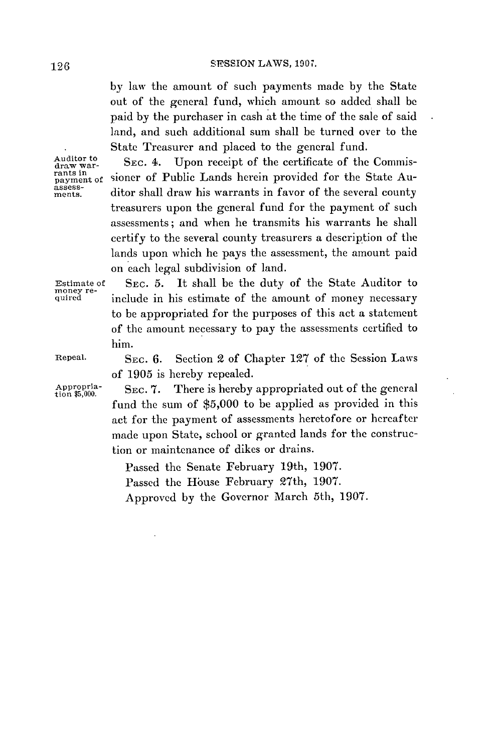by law the amount of such payments made by the State out of the general fund, which amount so added shall be paid by the purchaser in cash at the time of the sale of said land, and such additional sum shall be turned over to the State Treasurer and placed to the general fund.

Auditor to draw warrants in payment of assessments.

SEC. 4. Upon receipt of the certificate of the Commissioner of Public Lands herein provided for the State Auditor shall draw his warrants in favor of the several county treasurers upon the general fund for the payment of such assessments; and when he transmits his warrants he shall certify to the several county treasurers a description of the lands upon which he pays the assessment, the amount paid on each legal subdivision of land.

Estimate of money required

SEC. 5. It shall be the duty of the State Auditor to include in his estimate of the amount of money necessary to be appropriated for the purposes of this act a statement of the amount necessary to pay the assessments certified to him.

Repeal.

SEC. 6. Section 2 of Chapter 127 of the Session Laws of 1905 is hereby repealed.

Appropriation $5,000.

SEC. 7. There is hereby appropriated out of the general fund the sum of $5,000 to be applied as provided in this act for the payment of assessments heretofore or hereafter made upon State, school or granted lands for the construction or maintenance of dikes or drains.

Passed the Senate February 19th, 1907.

Passed the House February 27th, 1907.

Approved by the Governor March 5th, 1907.